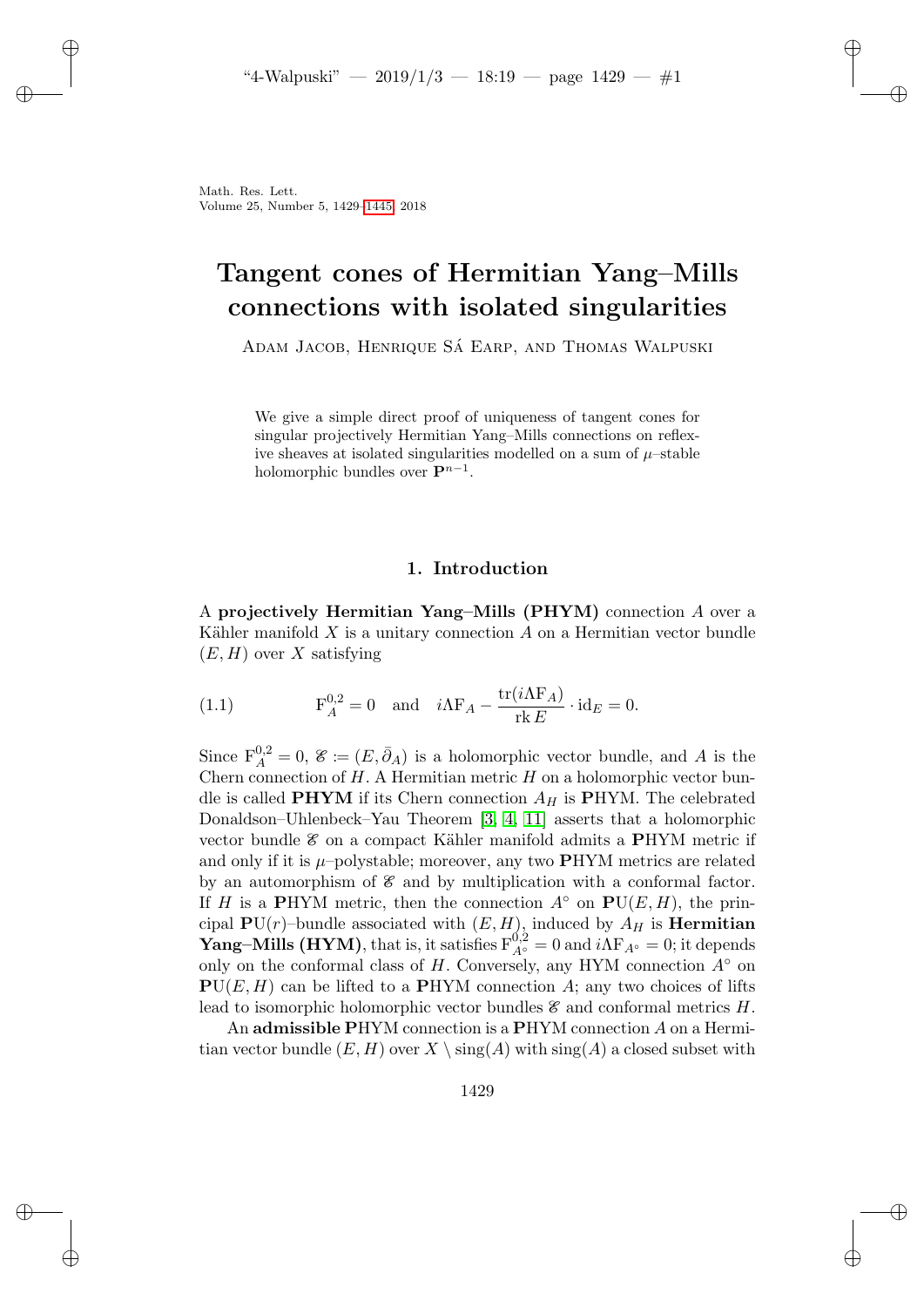# Tangent cones of Hermitian Yang–Mills connections with isolated singularities

Adam Jacob, Henrique Sá Earp, and Thomas Walpuski

We give a simple direct proof of uniqueness of tangent cones for singular projectively Hermitian Yang–Mills connections on reflexive sheaves at isolated singularities modelled on a sum of $\mu$–stable holomorphic bundles over $\mathbf{P}^{n-1}$.

## 1. Introduction

A **projectively Hermitian Yang–Mills (PHYM)** connection $A$ over a Kähler manifold $X$ is a unitary connection $A$ on a Hermitian vector bundle $(E, H)$ over $X$ satisfying

$$\mathrm{F}_A^{0,2} = 0 \quad \text{and} \quad i\Lambda \mathrm{F}_A - \frac{\operatorname{tr}(i\Lambda \mathrm{F}_A)}{\operatorname{rk} E} \cdot \mathrm{id}_E = 0. \tag{1.1}$$

Since $\mathrm{F}_A^{0,2} = 0$, $\mathscr{E} := (E, \bar\partial_A)$ is a holomorphic vector bundle, and $A$ is the Chern connection of $H$. A Hermitian metric $H$ on a holomorphic vector bundle is called **PHYM** if its Chern connection $A_H$ is **P**HYM. The celebrated Donaldson–Uhlenbeck–Yau Theorem [3, 4, 11] asserts that a holomorphic vector bundle $\mathscr{E}$ on a compact Kähler manifold admits a **P**HYM metric if and only if it is $\mu$–polystable; moreover, any two **P**HYM metrics are related by an automorphism of $\mathscr{E}$ and by multiplication with a conformal factor. If $H$ is a **P**HYM metric, then the connection $A^\circ$ on $\mathbf{P}\mathrm{U}(E, H)$, the principal $\mathbf{P}\mathrm{U}(r)$–bundle associated with $(E, H)$, induced by $A_H$ is **Hermitian Yang–Mills (HYM)**, that is, it satisfies $\mathrm{F}_{A^\circ}^{0,2} = 0$ and $i\Lambda \mathrm{F}_{A^\circ} = 0$; it depends only on the conformal class of $H$. Conversely, any HYM connection $A^\circ$ on $\mathbf{P}\mathrm{U}(E, H)$ can be lifted to a **P**HYM connection $A$; any two choices of lifts lead to isomorphic holomorphic vector bundles $\mathscr{E}$ and conformal metrics $H$.

An **admissible P**HYM connection is a **P**HYM connection $A$ on a Hermitian vector bundle $(E, H)$ over $X \setminus \operatorname{sing}(A)$ with $\operatorname{sing}(A)$ a closed subset with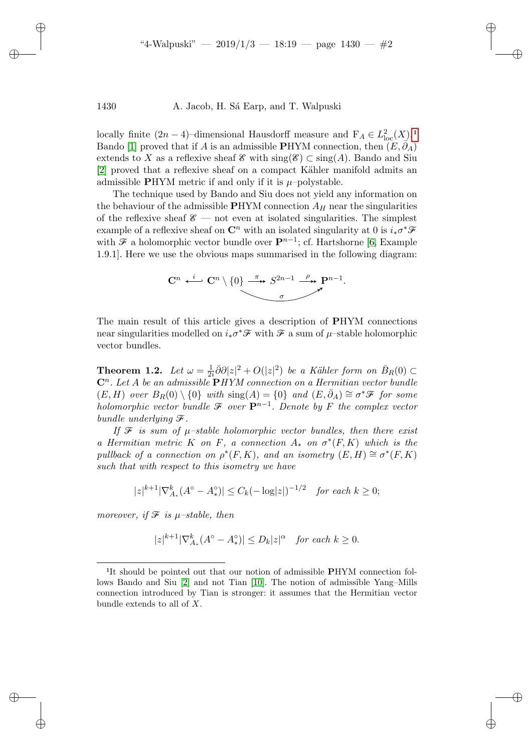locally finite $(2n-4)$–dimensional Hausdorff measure and $\mathrm{F}_A \in L^2_{\mathrm{loc}}(X)$.[1] Bando [1] proved that if $A$ is an admissible **P**HYM connection, then $(E, \bar\partial_A)$ extends to $X$ as a reflexive sheaf $\mathscr{E}$ with $\mathrm{sing}(\mathscr{E}) \subset \mathrm{sing}(A)$. Bando and Siu [2] proved that a reflexive sheaf on a compact Kähler manifold admits an admissible **P**HYM metric if and only if it is $\mu$–polystable.

The technique used by Bando and Siu does not yield any information on the behaviour of the admissible **P**HYM connection $A_H$ near the singularities of the reflexive sheaf $\mathscr{E}$ — not even at isolated singularities. The simplest example of a reflexive sheaf on $\mathbf{C}^n$ with an isolated singularity at 0 is $i_*\sigma^*\mathscr{F}$ with $\mathscr{F}$ a holomorphic vector bundle over $\mathbf{P}^{n-1}$; cf. Hartshorne [6, Example 1.9.1]. Here we use the obvious maps summarised in the following diagram:

$$\mathbf{C}^n \xhookleftarrow{\ i\ } \mathbf{C}^n \setminus \{0\} \xrightarrow{\ \pi\ } S^{2n-1} \xrightarrow{\ \rho\ } \mathbf{P}^{n-1}, \qquad \sigma = \rho\circ\pi : \mathbf{C}^n \setminus \{0\} \to \mathbf{P}^{n-1}.$$

The main result of this article gives a description of **P**HYM connections near singularities modelled on $i_*\sigma^*\mathscr{F}$ with $\mathscr{F}$ a sum of $\mu$–stable holomorphic vector bundles.

**Theorem 1.2.** *Let $\omega = \frac{1}{2i}\bar\partial\partial|z|^2 + O(|z|^2)$ be a Kähler form on $\bar B_R(0) \subset \mathbf{C}^n$. Let $A$ be an admissible* **P***HYM connection on a Hermitian vector bundle $(E, H)$ over $B_R(0)\setminus\{0\}$ with $\mathrm{sing}(A) = \{0\}$ and $(E, \bar\partial_A) \cong \sigma^*\mathscr{F}$ for some holomorphic vector bundle $\mathscr{F}$ over $\mathbf{P}^{n-1}$. Denote by $F$ the complex vector bundle underlying $\mathscr{F}$.*

*If $\mathscr{F}$ is sum of $\mu$–stable holomorphic vector bundles, then there exist a Hermitian metric $K$ on $F$, a connection $A_*$ on $\sigma^*(F, K)$ which is the pullback of a connection on $\rho^*(F, K)$, and an isometry $(E, H) \cong \sigma^*(F, K)$ such that with respect to this isometry we have*

$$|z|^{k+1}|\nabla^k_{A_*}(A^\circ - A^\circ_*)| \le C_k(-\log|z|)^{-1/2} \quad \textit{for each } k \ge 0;$$

*moreover, if $\mathscr{F}$ is $\mu$–stable, then*

$$|z|^{k+1}|\nabla^k_{A_*}(A^\circ - A^\circ_*)| \le D_k|z|^\alpha \quad \textit{for each } k \ge 0.$$

---

[1] It should be pointed out that our notion of admissible **P**HYM connection follows Bando and Siu [2] and not Tian [10]. The notion of admissible Yang–Mills connection introduced by Tian is stronger: it assumes that the Hermitian vector bundle extends to all of $X$.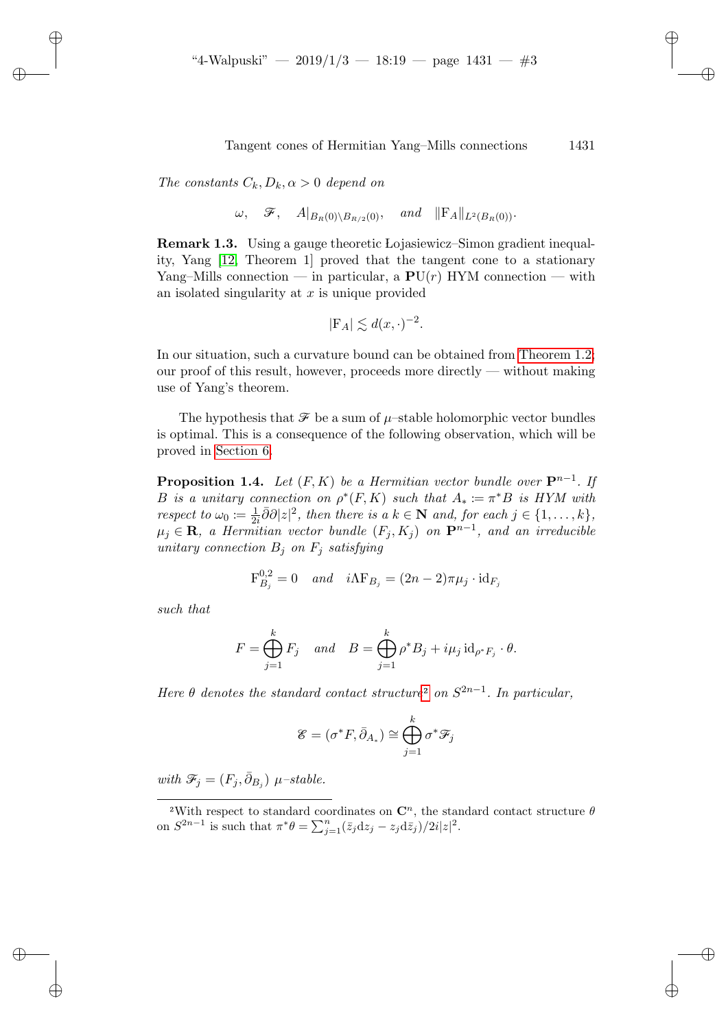*The constants $C_k, D_k, \alpha > 0$ depend on*

$$\omega, \quad \mathscr{F}, \quad A|_{B_R(0)\setminus B_{R/2}(0)}, \quad \textit{and} \quad \|F_A\|_{L^2(B_R(0))}.$$

**Remark 1.3.** Using a gauge theoretic Łojasiewicz–Simon gradient inequality, Yang [12, Theorem 1] proved that the tangent cone to a stationary Yang–Mills connection — in particular, a $\mathbf{P}\mathrm{U}(r)$ HYM connection — with an isolated singularity at $x$ is unique provided

$$|F_A| \lesssim d(x,\cdot)^{-2}.$$

In our situation, such a curvature bound can be obtained from Theorem 1.2; our proof of this result, however, proceeds more directly — without making use of Yang's theorem.

The hypothesis that $\mathscr{F}$ be a sum of $\mu$–stable holomorphic vector bundles is optimal. This is a consequence of the following observation, which will be proved in Section 6.

**Proposition 1.4.** *Let $(F, K)$ be a Hermitian vector bundle over $\mathbf{P}^{n-1}$. If $B$ is a unitary connection on $\rho^*(F, K)$ such that $A_* := \pi^* B$ is HYM with respect to $\omega_0 := \frac{1}{2i}\bar{\partial}\partial|z|^2$, then there is a $k \in \mathbf{N}$ and, for each $j \in \{1, \ldots, k\}$, $\mu_j \in \mathbf{R}$, a Hermitian vector bundle $(F_j, K_j)$ on $\mathbf{P}^{n-1}$, and an irreducible unitary connection $B_j$ on $F_j$ satisfying*

$$F_{B_j}^{0,2} = 0 \quad \textit{and} \quad i\Lambda F_{B_j} = (2n-2)\pi\mu_j \cdot \mathrm{id}_{F_j}$$

*such that*

$$F = \bigoplus_{j=1}^{k} F_j \quad \textit{and} \quad B = \bigoplus_{j=1}^{k} \rho^* B_j + i\mu_j \,\mathrm{id}_{\rho^* F_j} \cdot \theta.$$

*Here $\theta$ denotes the standard contact structure[2] on $S^{2n-1}$. In particular,*

$$\mathscr{E} = (\sigma^* F, \bar{\partial}_{A_*}) \cong \bigoplus_{j=1}^{k} \sigma^* \mathscr{F}_j$$

*with $\mathscr{F}_j = (F_j, \bar{\partial}_{B_j})$ $\mu$–stable.*

[2] With respect to standard coordinates on $\mathbf{C}^n$, the standard contact structure $\theta$ on $S^{2n-1}$ is such that $\pi^*\theta = \sum_{j=1}^{n}(\bar{z}_j \mathrm{d}z_j - z_j \mathrm{d}\bar{z}_j)/2i|z|^2$.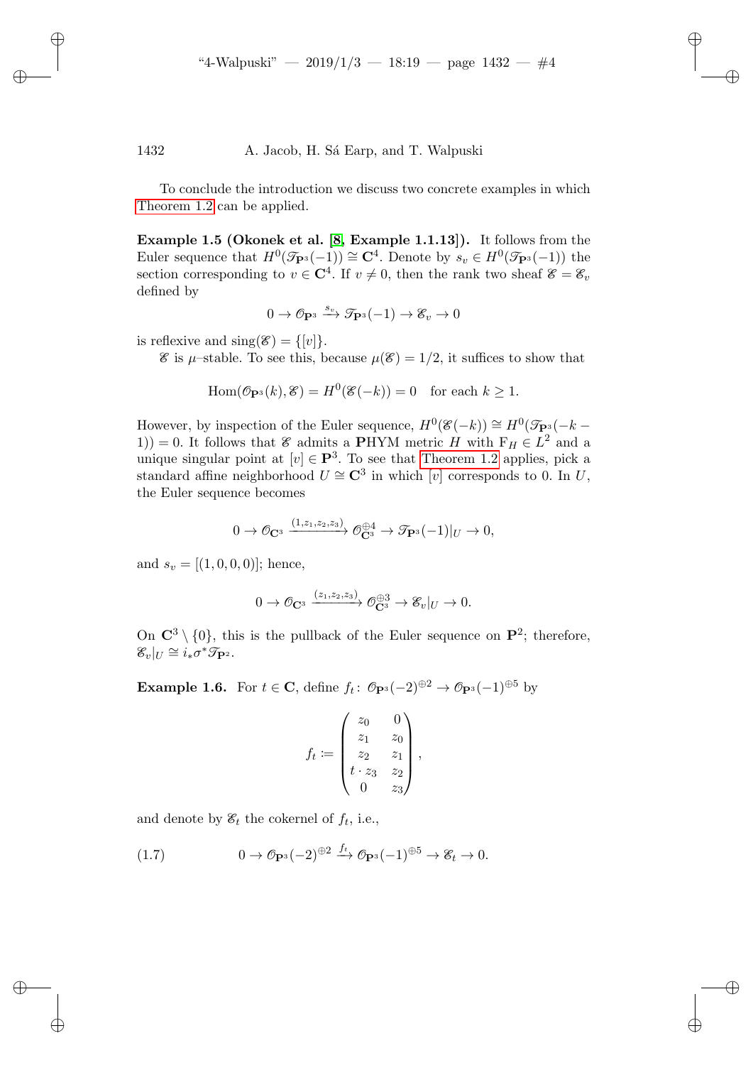To conclude the introduction we discuss two concrete examples in which Theorem 1.2 can be applied.

**Example 1.5 (Okonek et al. [8, Example 1.1.13]).** It follows from the Euler sequence that $H^0(\mathscr{T}_{\mathbf{P}^3}(-1)) \cong \mathbf{C}^4$. Denote by $s_v \in H^0(\mathscr{T}_{\mathbf{P}^3}(-1))$ the section corresponding to $v \in \mathbf{C}^4$. If $v \neq 0$, then the rank two sheaf $\mathscr{E} = \mathscr{E}_v$ defined by

$$0 \to \mathscr{O}_{\mathbf{P}^3} \xrightarrow{s_v} \mathscr{T}_{\mathbf{P}^3}(-1) \to \mathscr{E}_v \to 0$$

is reflexive and $\operatorname{sing}(\mathscr{E}) = \{[v]\}$.

$\mathscr{E}$ is $\mu$–stable. To see this, because $\mu(\mathscr{E}) = 1/2$, it suffices to show that

$$\operatorname{Hom}(\mathscr{O}_{\mathbf{P}^3}(k), \mathscr{E}) = H^0(\mathscr{E}(-k)) = 0 \quad \text{for each } k \geq 1.$$

However, by inspection of the Euler sequence, $H^0(\mathscr{E}(-k)) \cong H^0(\mathscr{T}_{\mathbf{P}^3}(-k-1)) = 0$. It follows that $\mathscr{E}$ admits a **P**HYM metric $H$ with $\mathrm{F}_H \in L^2$ and a unique singular point at $[v] \in \mathbf{P}^3$. To see that Theorem 1.2 applies, pick a standard affine neighborhood $U \cong \mathbf{C}^3$ in which $[v]$ corresponds to 0. In $U$, the Euler sequence becomes

$$0 \to \mathscr{O}_{\mathbf{C}^3} \xrightarrow{(1,z_1,z_2,z_3)} \mathscr{O}_{\mathbf{C}^3}^{\oplus 4} \to \mathscr{T}_{\mathbf{P}^3}(-1)|_U \to 0,$$

and $s_v = [(1,0,0,0)]$; hence,

$$0 \to \mathscr{O}_{\mathbf{C}^3} \xrightarrow{(z_1,z_2,z_3)} \mathscr{O}_{\mathbf{C}^3}^{\oplus 3} \to \mathscr{E}_v|_U \to 0.$$

On $\mathbf{C}^3 \setminus \{0\}$, this is the pullback of the Euler sequence on $\mathbf{P}^2$; therefore, $\mathscr{E}_v|_U \cong i_*\sigma^*\mathscr{T}_{\mathbf{P}^2}$.

**Example 1.6.** For $t \in \mathbf{C}$, define $f_t \colon \mathscr{O}_{\mathbf{P}^3}(-2)^{\oplus 2} \to \mathscr{O}_{\mathbf{P}^3}(-1)^{\oplus 5}$ by

$$f_t \coloneqq \begin{pmatrix} z_0 & 0 \\ z_1 & z_0 \\ z_2 & z_1 \\ t \cdot z_3 & z_2 \\ 0 & z_3 \end{pmatrix},$$

and denote by $\mathscr{E}_t$ the cokernel of $f_t$, i.e.,

$$0 \to \mathscr{O}_{\mathbf{P}^3}(-2)^{\oplus 2} \xrightarrow{f_t} \mathscr{O}_{\mathbf{P}^3}(-1)^{\oplus 5} \to \mathscr{E}_t \to 0. \tag{1.7}$$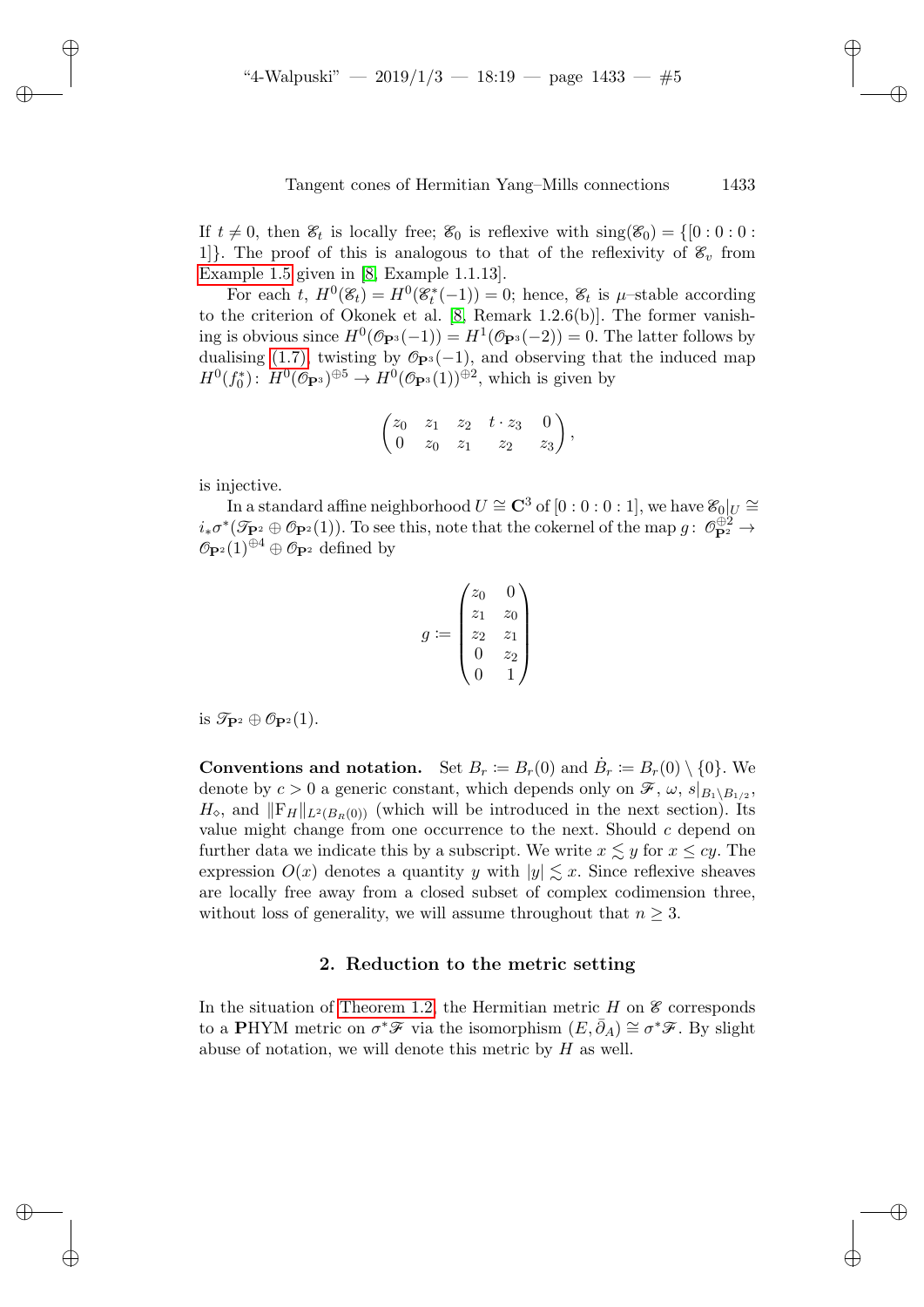If $t \neq 0$, then $\mathscr{E}_t$ is locally free; $\mathscr{E}_0$ is reflexive with $\mathrm{sing}(\mathscr{E}_0) = \{[0:0:0:1]\}$. The proof of this is analogous to that of the reflexivity of $\mathscr{E}_v$ from Example 1.5 given in [8, Example 1.1.13].

For each $t$, $H^0(\mathscr{E}_t) = H^0(\mathscr{E}_t^*(-1)) = 0$; hence, $\mathscr{E}_t$ is $\mu$–stable according to the criterion of Okonek et al. [8, Remark 1.2.6(b)]. The former vanishing is obvious since $H^0(\mathscr{O}_{\mathbf{P}^3}(-1)) = H^1(\mathscr{O}_{\mathbf{P}^3}(-2)) = 0$. The latter follows by dualising (1.7), twisting by $\mathscr{O}_{\mathbf{P}^3}(-1)$, and observing that the induced map $H^0(f_0^*)\colon H^0(\mathscr{O}_{\mathbf{P}^3})^{\oplus 5} \to H^0(\mathscr{O}_{\mathbf{P}^3}(1))^{\oplus 2}$, which is given by

$$\begin{pmatrix} z_0 & z_1 & z_2 & t \cdot z_3 & 0 \\ 0 & z_0 & z_1 & z_2 & z_3 \end{pmatrix},$$

is injective.

In a standard affine neighborhood $U \cong \mathbf{C}^3$ of $[0:0:0:1]$, we have $\mathscr{E}_0|_U \cong i_*\sigma^*(\mathscr{T}_{\mathbf{P}^2} \oplus \mathscr{O}_{\mathbf{P}^2}(1))$. To see this, note that the cokernel of the map $g\colon \mathscr{O}_{\mathbf{P}^2}^{\oplus 2} \to \mathscr{O}_{\mathbf{P}^2}(1)^{\oplus 4} \oplus \mathscr{O}_{\mathbf{P}^2}$ defined by

$$g \coloneqq \begin{pmatrix} z_0 & 0 \\ z_1 & z_0 \\ z_2 & z_1 \\ 0 & z_2 \\ 0 & 1 \end{pmatrix}$$

is $\mathscr{T}_{\mathbf{P}^2} \oplus \mathscr{O}_{\mathbf{P}^2}(1)$.

**Conventions and notation.** Set $B_r \coloneqq B_r(0)$ and $\dot{B}_r \coloneqq B_r(0) \setminus \{0\}$. We denote by $c > 0$ a generic constant, which depends only on $\mathscr{F}$, $\omega$, $s|_{B_1 \setminus B_{1/2}}$, $H_\diamond$, and $\|\mathrm{F}_H\|_{L^2(B_R(0))}$ (which will be introduced in the next section). Its value might change from one occurrence to the next. Should $c$ depend on further data we indicate this by a subscript. We write $x \lesssim y$ for $x \leq cy$. The expression $O(x)$ denotes a quantity $y$ with $|y| \lesssim x$. Since reflexive sheaves are locally free away from a closed subset of complex codimension three, without loss of generality, we will assume throughout that $n \geq 3$.

## 2. Reduction to the metric setting

In the situation of Theorem 1.2, the Hermitian metric $H$ on $\mathscr{E}$ corresponds to a $\mathbf{P}$YM metric on $\sigma^*\mathscr{F}$ via the isomorphism $(E, \bar{\partial}_A) \cong \sigma^*\mathscr{F}$. By slight abuse of notation, we will denote this metric by $H$ as well.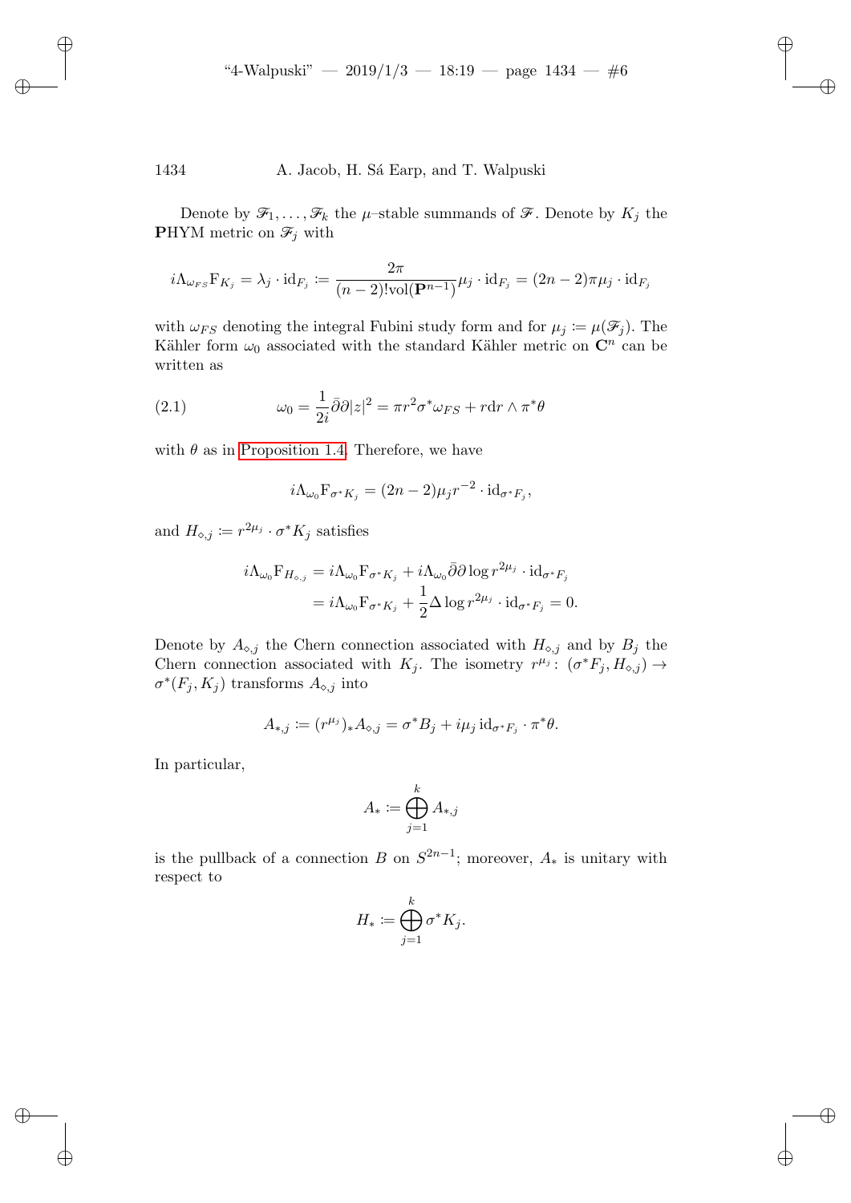Denote by $\mathscr{F}_1, \ldots, \mathscr{F}_k$ the $\mu$–stable summands of $\mathscr{F}$. Denote by $K_j$ the $\mathbf{P}$HYM metric on $\mathscr{F}_j$ with

$$i\Lambda_{\omega_{FS}} \mathrm{F}_{K_j} = \lambda_j \cdot \mathrm{id}_{F_j} \coloneqq \frac{2\pi}{(n-2)!\mathrm{vol}(\mathbf{P}^{n-1})}\mu_j \cdot \mathrm{id}_{F_j} = (2n-2)\pi\mu_j \cdot \mathrm{id}_{F_j}$$

with $\omega_{FS}$ denoting the integral Fubini study form and for $\mu_j \coloneqq \mu(\mathscr{F}_j)$. The Kähler form $\omega_0$ associated with the standard Kähler metric on $\mathbf{C}^n$ can be written as

$$\omega_0 = \frac{1}{2i}\bar{\partial}\partial|z|^2 = \pi r^2 \sigma^*\omega_{FS} + r\mathrm{d}r \wedge \pi^*\theta \tag{2.1}$$

with $\theta$ as in Proposition 1.4. Therefore, we have

$$i\Lambda_{\omega_0}\mathrm{F}_{\sigma^*K_j} = (2n-2)\mu_j r^{-2} \cdot \mathrm{id}_{\sigma^*F_j},$$

and $H_{\diamond,j} \coloneqq r^{2\mu_j} \cdot \sigma^*K_j$ satisfies

$$\begin{aligned} i\Lambda_{\omega_0}\mathrm{F}_{H_{\diamond,j}} &= i\Lambda_{\omega_0}\mathrm{F}_{\sigma^*K_j} + i\Lambda_{\omega_0}\bar{\partial}\partial \log r^{2\mu_j} \cdot \mathrm{id}_{\sigma^*F_j} \\ &= i\Lambda_{\omega_0}\mathrm{F}_{\sigma^*K_j} + \frac{1}{2}\Delta \log r^{2\mu_j} \cdot \mathrm{id}_{\sigma^*F_j} = 0. \end{aligned}$$

Denote by $A_{\diamond,j}$ the Chern connection associated with $H_{\diamond,j}$ and by $B_j$ the Chern connection associated with $K_j$. The isometry $r^{\mu_j} \colon (\sigma^*F_j, H_{\diamond,j}) \to \sigma^*(F_j, K_j)$ transforms $A_{\diamond,j}$ into

$$A_{*,j} \coloneqq (r^{\mu_j})_* A_{\diamond,j} = \sigma^*B_j + i\mu_j \,\mathrm{id}_{\sigma^*F_j} \cdot \pi^*\theta.$$

In particular,

$$A_* \coloneqq \bigoplus_{j=1}^{k} A_{*,j}$$

is the pullback of a connection $B$ on $S^{2n-1}$; moreover, $A_*$ is unitary with respect to

$$H_* \coloneqq \bigoplus_{j=1}^{k} \sigma^*K_j.$$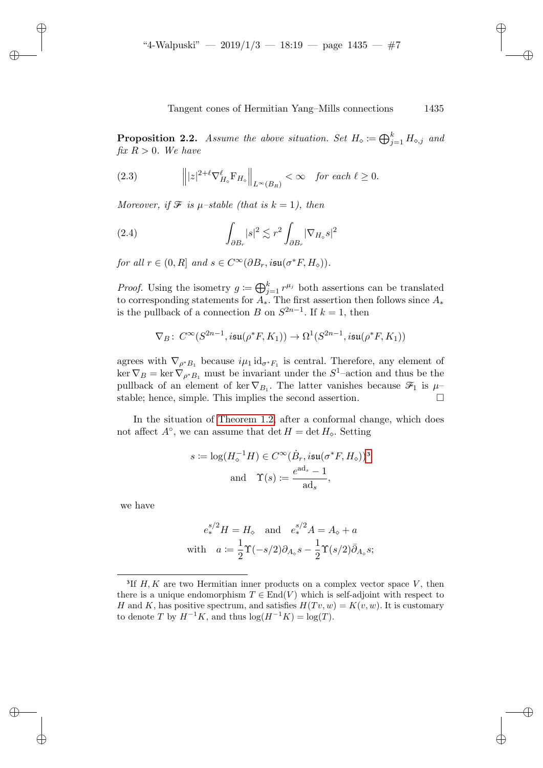**Proposition 2.2.** *Assume the above situation. Set $H_\diamond := \bigoplus_{j=1}^k H_{\diamond,j}$ and fix $R > 0$. We have*

$$\left\| |z|^{2+\ell} \nabla^\ell_{H_\diamond} F_{H_\diamond} \right\|_{L^\infty(B_R)} < \infty \quad \text{for each } \ell \geq 0. \tag{2.3}$$

*Moreover, if $\mathscr{F}$ is $\mu$–stable (that is $k = 1$), then*

$$\int_{\partial B_r} |s|^2 \lesssim r^2 \int_{\partial B_r} |\nabla_{H_\diamond} s|^2 \tag{2.4}$$

*for all $r \in (0, R]$ and $s \in C^\infty(\partial B_r, i\mathfrak{su}(\sigma^* F, H_\diamond))$.*

*Proof.* Using the isometry $g := \bigoplus_{j=1}^k r^{\mu_j}$ both assertions can be translated to corresponding statements for $A_*$. The first assertion then follows since $A_*$ is the pullback of a connection $B$ on $S^{2n-1}$. If $k = 1$, then

$$\nabla_B \colon C^\infty(S^{2n-1}, i\mathfrak{su}(\rho^* F, K_1)) \to \Omega^1(S^{2n-1}, i\mathfrak{su}(\rho^* F, K_1))$$

agrees with $\nabla_{\rho^* B_1}$ because $i\mu_1 \operatorname{id}_{\sigma^* F_1}$ is central. Therefore, any element of $\ker \nabla_B = \ker \nabla_{\rho^* B_1}$ must be invariant under the $S^1$–action and thus be the pullback of an element of $\ker \nabla_{B_1}$. The latter vanishes because $\mathscr{F}_1$ is $\mu$–stable; hence, simple. This implies the second assertion. ☐

In the situation of Theorem 1.2, after a conformal change, which does not affect $A^\circ$, we can assume that $\det H = \det H_\diamond$. Setting

$$s := \log(H_\diamond^{-1} H) \in C^\infty(\dot{B}_r, i\mathfrak{su}(\sigma^* F, H_\diamond))^{3}$$
$$\text{and} \quad \Upsilon(s) := \frac{e^{\operatorname{ad}_s} - 1}{\operatorname{ad}_s},$$

we have

$$e_*^{s/2} H = H_\diamond \quad \text{and} \quad e_*^{s/2} A = A_\diamond + a$$
$$\text{with} \quad a := \frac{1}{2}\Upsilon(-s/2)\partial_{A_\diamond} s - \frac{1}{2}\Upsilon(s/2)\bar{\partial}_{A_\diamond} s;$$

---

[3] If $H, K$ are two Hermitian inner products on a complex vector space $V$, then there is a unique endomorphism $T \in \operatorname{End}(V)$ which is self-adjoint with respect to $H$ and $K$, has positive spectrum, and satisfies $H(Tv, w) = K(v, w)$. It is customary to denote $T$ by $H^{-1}K$, and thus $\log(H^{-1}K) = \log(T)$.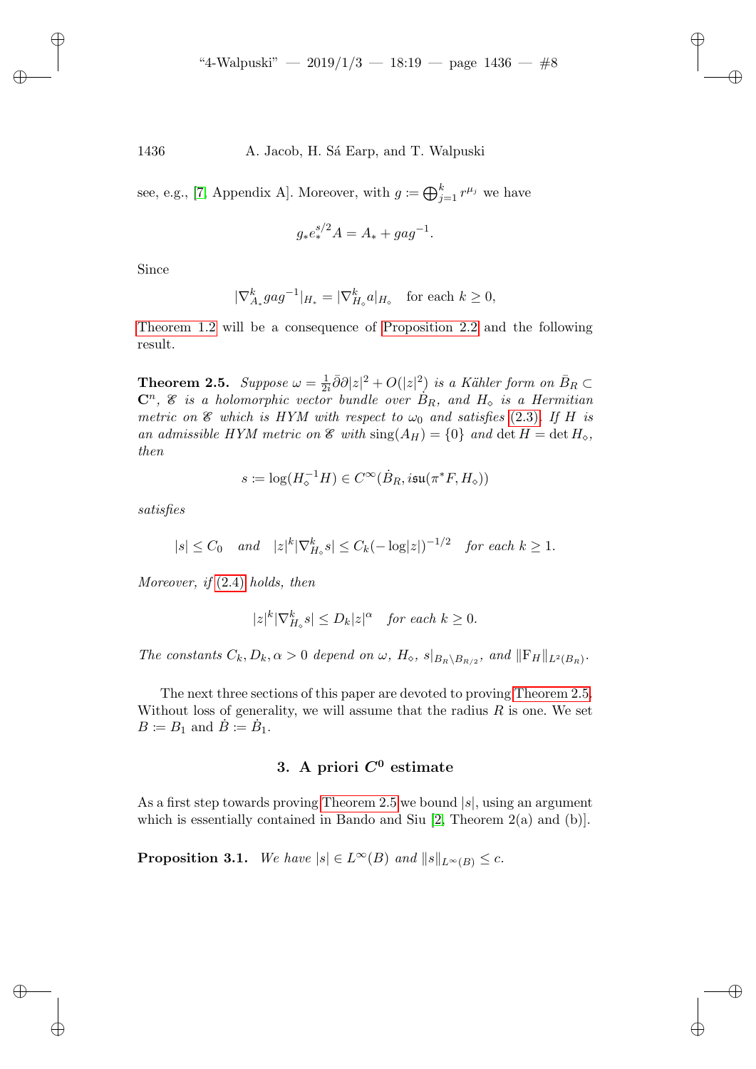see, e.g., [7, Appendix A]. Moreover, with $g := \bigoplus_{j=1}^{k} r^{\mu_j}$ we have

$$g_* e_*^{s/2} A = A_* + gag^{-1}.$$

Since

$$|\nabla_{A_*}^k gag^{-1}|_{H_*} = |\nabla_{H_\diamond}^k a|_{H_\diamond} \quad \text{for each } k \geq 0,$$

Theorem 1.2 will be a consequence of Proposition 2.2 and the following result.

**Theorem 2.5.** *Suppose* $\omega = \frac{1}{2i}\bar{\partial}\partial|z|^2 + O(|z|^2)$ *is a Kähler form on* $\bar{B}_R \subset \mathbf{C}^n$*,* $\mathscr{E}$ *is a holomorphic vector bundle over* $\dot{B}_R$*, and* $H_\diamond$ *is a Hermitian metric on* $\mathscr{E}$ *which is HYM with respect to* $\omega_0$ *and satisfies* (2.3)*. If* $H$ *is an admissible HYM metric on* $\mathscr{E}$ *with* $\operatorname{sing}(A_H) = \{0\}$ *and* $\det H = \det H_\diamond$*, then*

$$s := \log(H_\diamond^{-1} H) \in C^\infty(\dot{B}_R, i\mathfrak{su}(\pi^* F, H_\diamond))$$

*satisfies*

$$|s| \leq C_0 \quad \text{and} \quad |z|^k |\nabla_{H_\diamond}^k s| \leq C_k(-\log|z|)^{-1/2} \quad \text{for each } k \geq 1.$$

*Moreover, if* (2.4) *holds, then*

$$|z|^k |\nabla_{H_\diamond}^k s| \leq D_k |z|^\alpha \quad \text{for each } k \geq 0.$$

*The constants* $C_k, D_k, \alpha > 0$ *depend on* $\omega$*,* $H_\diamond$*,* $s|_{B_R \setminus B_{R/2}}$*, and* $\|F_H\|_{L^2(B_R)}$*.*

The next three sections of this paper are devoted to proving Theorem 2.5. Without loss of generality, we will assume that the radius $R$ is one. We set $B := B_1$ and $\dot{B} := \dot{B}_1$.

## 3. A priori $C^0$ estimate

As a first step towards proving Theorem 2.5 we bound $|s|$, using an argument which is essentially contained in Bando and Siu [2, Theorem 2(a) and (b)].

**Proposition 3.1.** *We have* $|s| \in L^\infty(B)$ *and* $\|s\|_{L^\infty(B)} \leq c$*.*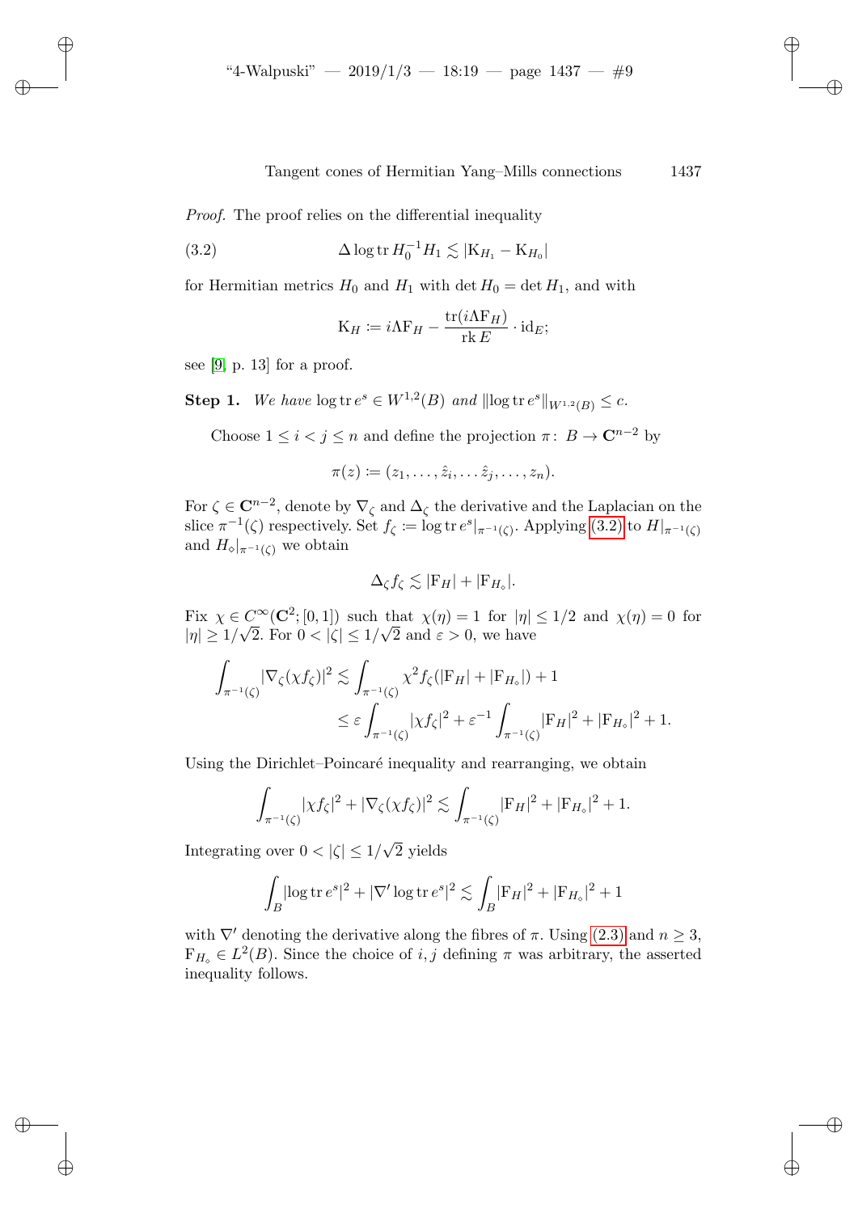*Proof.* The proof relies on the differential inequality

$$\Delta \log \operatorname{tr} H_0^{-1} H_1 \lesssim |\mathrm{K}_{H_1} - \mathrm{K}_{H_0}| \tag{3.2}$$

for Hermitian metrics $H_0$ and $H_1$ with $\det H_0 = \det H_1$, and with

$$\mathrm{K}_H \coloneqq i\Lambda \mathrm{F}_H - \frac{\operatorname{tr}(i\Lambda \mathrm{F}_H)}{\operatorname{rk} E} \cdot \mathrm{id}_E;$$

see [9, p. 13] for a proof.

**Step 1.** *We have* $\log \operatorname{tr} e^s \in W^{1,2}(B)$ *and* $\|\log \operatorname{tr} e^s\|_{W^{1,2}(B)} \leq c$.

Choose $1 \leq i < j \leq n$ and define the projection $\pi \colon B \to \mathbf{C}^{n-2}$ by

$$\pi(z) \coloneqq (z_1, \ldots, \hat{z}_i, \ldots \hat{z}_j, \ldots, z_n).$$

For $\zeta \in \mathbf{C}^{n-2}$, denote by $\nabla_\zeta$ and $\Delta_\zeta$ the derivative and the Laplacian on the slice $\pi^{-1}(\zeta)$ respectively. Set $f_\zeta \coloneqq \log \operatorname{tr} e^s|_{\pi^{-1}(\zeta)}$. Applying (3.2) to $H|_{\pi^{-1}(\zeta)}$ and $H_\diamond|_{\pi^{-1}(\zeta)}$ we obtain

$$\Delta_\zeta f_\zeta \lesssim |\mathrm{F}_H| + |\mathrm{F}_{H_\diamond}|.$$

Fix $\chi \in C^\infty(\mathbf{C}^2; [0,1])$ such that $\chi(\eta) = 1$ for $|\eta| \leq 1/2$ and $\chi(\eta) = 0$ for $|\eta| \geq 1/\sqrt{2}$. For $0 < |\zeta| \leq 1/\sqrt{2}$ and $\varepsilon > 0$, we have

$$\begin{aligned}\int_{\pi^{-1}(\zeta)} |\nabla_\zeta(\chi f_\zeta)|^2 &\lesssim \int_{\pi^{-1}(\zeta)} \chi^2 f_\zeta(|\mathrm{F}_H| + |\mathrm{F}_{H_\diamond}|) + 1 \\ &\leq \varepsilon \int_{\pi^{-1}(\zeta)} |\chi f_\zeta|^2 + \varepsilon^{-1} \int_{\pi^{-1}(\zeta)} |\mathrm{F}_H|^2 + |\mathrm{F}_{H_\diamond}|^2 + 1.\end{aligned}$$

Using the Dirichlet–Poincaré inequality and rearranging, we obtain

$$\int_{\pi^{-1}(\zeta)} |\chi f_\zeta|^2 + |\nabla_\zeta(\chi f_\zeta)|^2 \lesssim \int_{\pi^{-1}(\zeta)} |\mathrm{F}_H|^2 + |\mathrm{F}_{H_\diamond}|^2 + 1.$$

Integrating over $0 < |\zeta| \leq 1/\sqrt{2}$ yields

$$\int_B |\log \operatorname{tr} e^s|^2 + |\nabla' \log \operatorname{tr} e^s|^2 \lesssim \int_B |\mathrm{F}_H|^2 + |\mathrm{F}_{H_\diamond}|^2 + 1$$

with $\nabla'$ denoting the derivative along the fibres of $\pi$. Using (2.3) and $n \geq 3$, $\mathrm{F}_{H_\diamond} \in L^2(B)$. Since the choice of $i, j$ defining $\pi$ was arbitrary, the asserted inequality follows.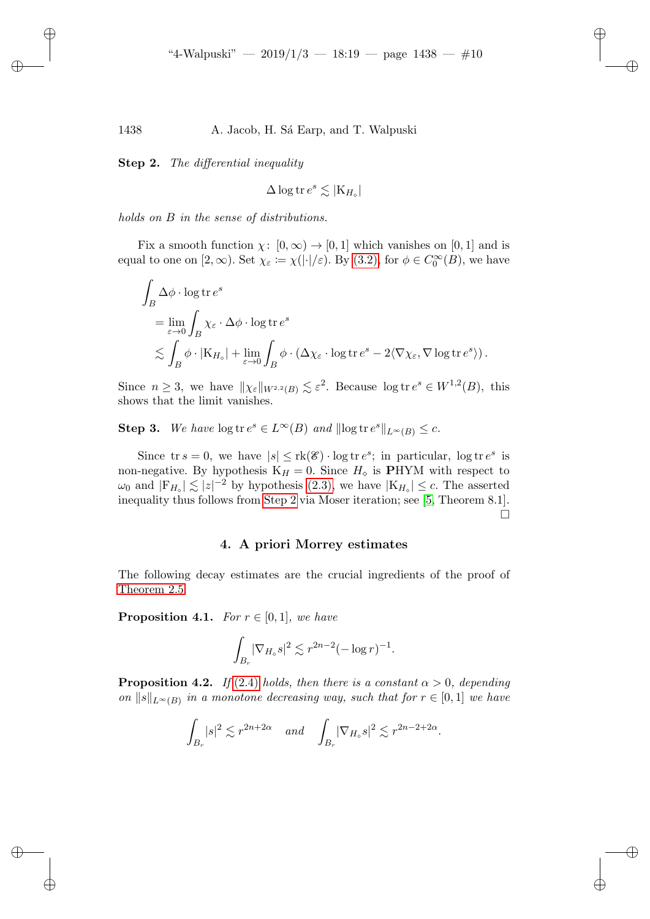**Step 2.** *The differential inequality*

$$\Delta \log \operatorname{tr} e^s \lesssim |\mathrm{K}_{H_\diamond}|$$

*holds on $B$ in the sense of distributions.*

Fix a smooth function $\chi\colon [0,\infty) \to [0,1]$ which vanishes on $[0,1]$ and is equal to one on $[2,\infty)$. Set $\chi_\varepsilon \coloneqq \chi(|\cdot|/\varepsilon)$. By (3.2), for $\phi \in C_0^\infty(B)$, we have

$$\begin{aligned}
&\int_B \Delta\phi \cdot \log \operatorname{tr} e^s \\
&\quad = \lim_{\varepsilon \to 0} \int_B \chi_\varepsilon \cdot \Delta\phi \cdot \log \operatorname{tr} e^s \\
&\quad \lesssim \int_B \phi \cdot |\mathrm{K}_{H_\diamond}| + \lim_{\varepsilon \to 0} \int_B \phi \cdot (\Delta\chi_\varepsilon \cdot \log \operatorname{tr} e^s - 2\langle \nabla\chi_\varepsilon, \nabla \log \operatorname{tr} e^s \rangle).
\end{aligned}$$

Since $n \geq 3$, we have $\|\chi_\varepsilon\|_{W^{2,2}(B)} \lesssim \varepsilon^2$. Because $\log \operatorname{tr} e^s \in W^{1,2}(B)$, this shows that the limit vanishes.

**Step 3.** *We have $\log \operatorname{tr} e^s \in L^\infty(B)$ and $\|\log \operatorname{tr} e^s\|_{L^\infty(B)} \leq c$.*

Since $\operatorname{tr} s = 0$, we have $|s| \leq \operatorname{rk}(\mathscr{E}) \cdot \log \operatorname{tr} e^s$; in particular, $\log \operatorname{tr} e^s$ is non-negative. By hypothesis $\mathrm{K}_H = 0$. Since $H_\diamond$ is **P**HYM with respect to $\omega_0$ and $|\mathrm{F}_{H_\diamond}| \lesssim |z|^{-2}$ by hypothesis (2.3), we have $|\mathrm{K}_{H_\diamond}| \leq c$. The asserted inequality thus follows from Step 2 via Moser iteration; see [5, Theorem 8.1]. □

## 4. A priori Morrey estimates

The following decay estimates are the crucial ingredients of the proof of Theorem 2.5.

**Proposition 4.1.** *For $r \in [0,1]$, we have*

$$\int_{B_r} |\nabla_{H_\diamond} s|^2 \lesssim r^{2n-2}(-\log r)^{-1}.$$

**Proposition 4.2.** *If (2.4) holds, then there is a constant $\alpha > 0$, depending on $\|s\|_{L^\infty(B)}$ in a monotone decreasing way, such that for $r \in [0,1]$ we have*

$$\int_{B_r} |s|^2 \lesssim r^{2n+2\alpha} \quad \text{and} \quad \int_{B_r} |\nabla_{H_\diamond} s|^2 \lesssim r^{2n-2+2\alpha}.$$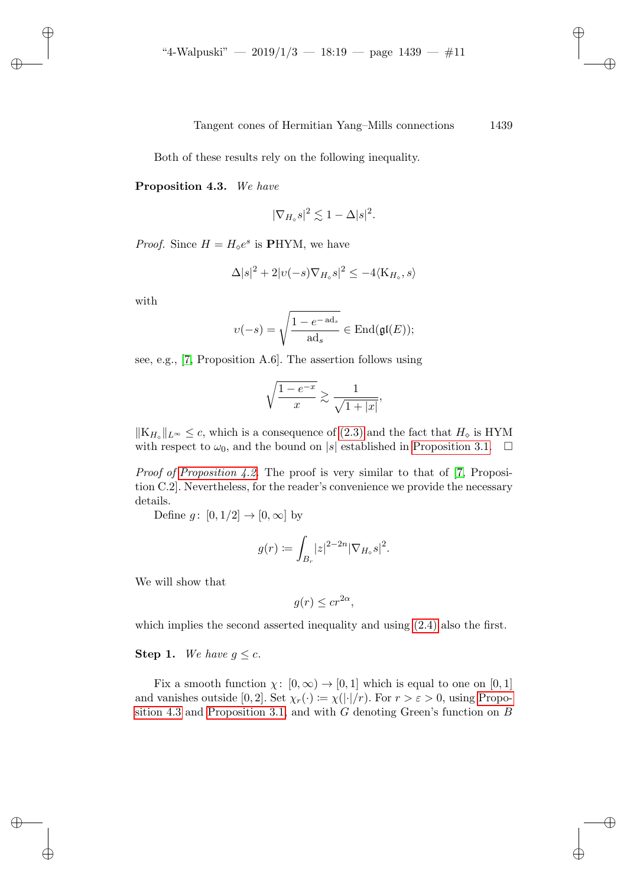Both of these results rely on the following inequality.

**Proposition 4.3.** *We have*

$$|\nabla_{H_\diamond} s|^2 \lesssim 1 - \Delta |s|^2.$$

*Proof.* Since $H = H_\diamond e^s$ is **P**HYM, we have

$$\Delta |s|^2 + 2|\upsilon(-s)\nabla_{H_\diamond} s|^2 \leq -4\langle \mathrm{K}_{H_\diamond}, s\rangle$$

with

$$\upsilon(-s) = \sqrt{\frac{1 - e^{-\mathrm{ad}_s}}{\mathrm{ad}_s}} \in \mathrm{End}(\mathfrak{gl}(E));$$

see, e.g., [7, Proposition A.6]. The assertion follows using

$$\sqrt{\frac{1-e^{-x}}{x}} \gtrsim \frac{1}{\sqrt{1+|x|}},$$

$\|\mathrm{K}_{H_\diamond}\|_{L^\infty} \leq c$, which is a consequence of (2.3) and the fact that $H_\diamond$ is HYM with respect to $\omega_0$, and the bound on $|s|$ established in Proposition 3.1. □

*Proof of Proposition 4.2.* The proof is very similar to that of [7, Proposition C.2]. Nevertheless, for the reader's convenience we provide the necessary details.

Define $g\colon [0, 1/2] \to [0, \infty]$ by

$$g(r) \coloneqq \int_{B_r} |z|^{2-2n} |\nabla_{H_\diamond} s|^2.$$

We will show that

$$g(r) \leq c r^{2\alpha},$$

which implies the second asserted inequality and using (2.4) also the first.

**Step 1.** *We have $g \leq c$.*

Fix a smooth function $\chi\colon [0, \infty) \to [0, 1]$ which is equal to one on $[0, 1]$ and vanishes outside $[0, 2]$. Set $\chi_r(\cdot) \coloneqq \chi(|\cdot|/r)$. For $r > \varepsilon > 0$, using Proposition 4.3 and Proposition 3.1, and with $G$ denoting Green's function on $B$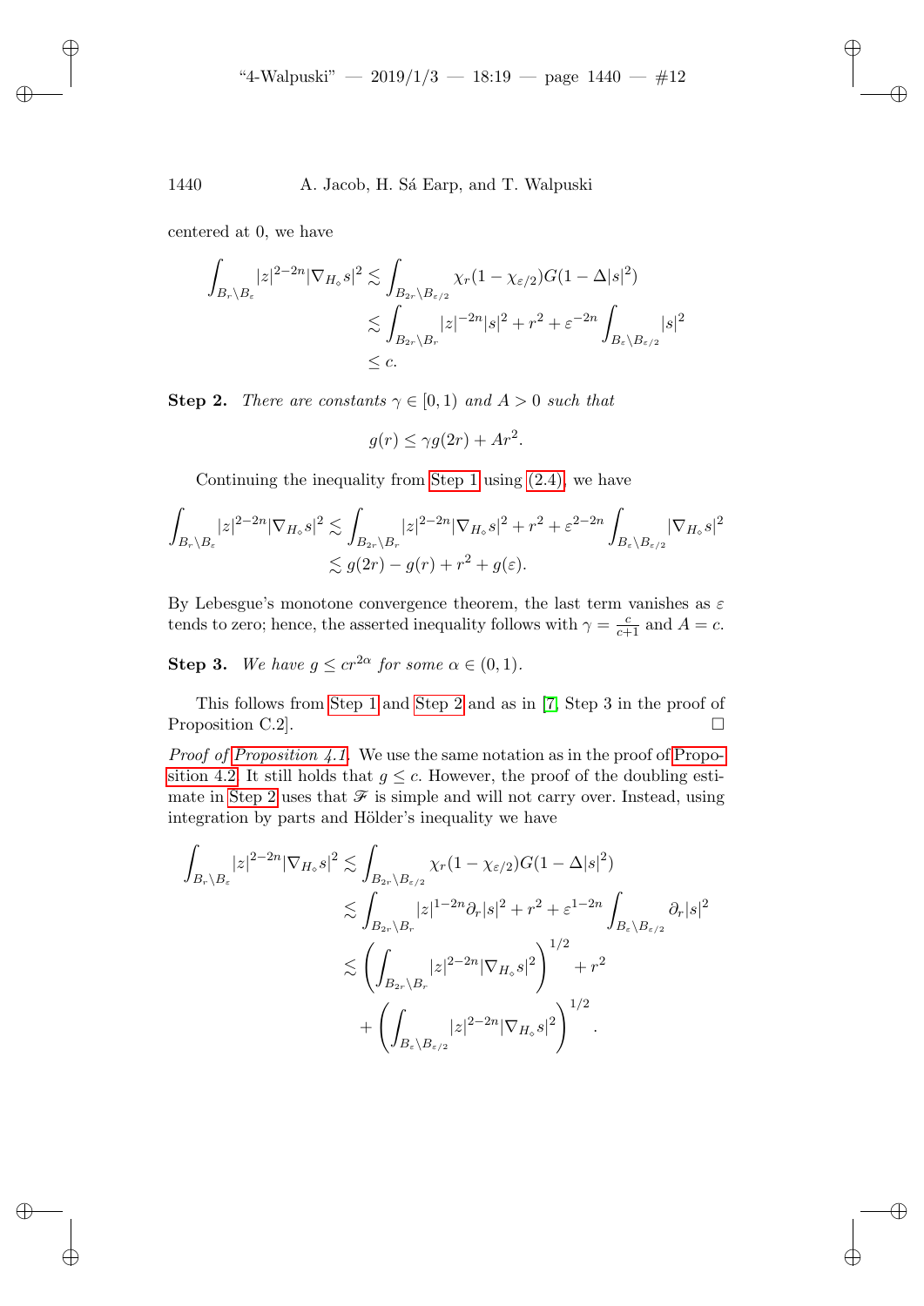centered at 0, we have

$$\begin{aligned}
\int_{B_r\setminus B_\varepsilon} |z|^{2-2n}|\nabla_{H_\circ} s|^2 &\lesssim \int_{B_{2r}\setminus B_{\varepsilon/2}} \chi_r(1-\chi_{\varepsilon/2})G(1-\Delta|s|^2) \\
&\lesssim \int_{B_{2r}\setminus B_r} |z|^{-2n}|s|^2 + r^2 + \varepsilon^{-2n}\int_{B_\varepsilon\setminus B_{\varepsilon/2}} |s|^2 \\
&\leq c.
\end{aligned}$$

**Step 2.** *There are constants $\gamma \in [0,1)$ and $A > 0$ such that*

$$g(r) \leq \gamma g(2r) + Ar^2.$$

Continuing the inequality from Step 1 using (2.4), we have

$$\begin{aligned}
\int_{B_r\setminus B_\varepsilon} |z|^{2-2n}|\nabla_{H_\circ} s|^2 &\lesssim \int_{B_{2r}\setminus B_r} |z|^{2-2n}|\nabla_{H_\circ} s|^2 + r^2 + \varepsilon^{2-2n}\int_{B_\varepsilon\setminus B_{\varepsilon/2}} |\nabla_{H_\circ} s|^2 \\
&\lesssim g(2r) - g(r) + r^2 + g(\varepsilon).
\end{aligned}$$

By Lebesgue's monotone convergence theorem, the last term vanishes as $\varepsilon$ tends to zero; hence, the asserted inequality follows with $\gamma = \frac{c}{c+1}$ and $A = c$.

**Step 3.** *We have $g \leq cr^{2\alpha}$ for some $\alpha \in (0,1)$.*

This follows from Step 1 and Step 2 and as in [7, Step 3 in the proof of Proposition C.2]. □

*Proof of Proposition 4.1.* We use the same notation as in the proof of Proposition 4.2. It still holds that $g \leq c$. However, the proof of the doubling estimate in Step 2 uses that $\mathscr{F}$ is simple and will not carry over. Instead, using integration by parts and Hölder's inequality we have

$$\begin{aligned}
\int_{B_r\setminus B_\varepsilon} |z|^{2-2n}|\nabla_{H_\circ} s|^2 &\lesssim \int_{B_{2r}\setminus B_{\varepsilon/2}} \chi_r(1-\chi_{\varepsilon/2})G(1-\Delta|s|^2) \\
&\lesssim \int_{B_{2r}\setminus B_r} |z|^{1-2n}\partial_r|s|^2 + r^2 + \varepsilon^{1-2n}\int_{B_\varepsilon\setminus B_{\varepsilon/2}} \partial_r|s|^2 \\
&\lesssim \left(\int_{B_{2r}\setminus B_r} |z|^{2-2n}|\nabla_{H_\circ} s|^2\right)^{1/2} + r^2 \\
&\quad + \left(\int_{B_\varepsilon\setminus B_{\varepsilon/2}} |z|^{2-2n}|\nabla_{H_\circ} s|^2\right)^{1/2}.
\end{aligned}$$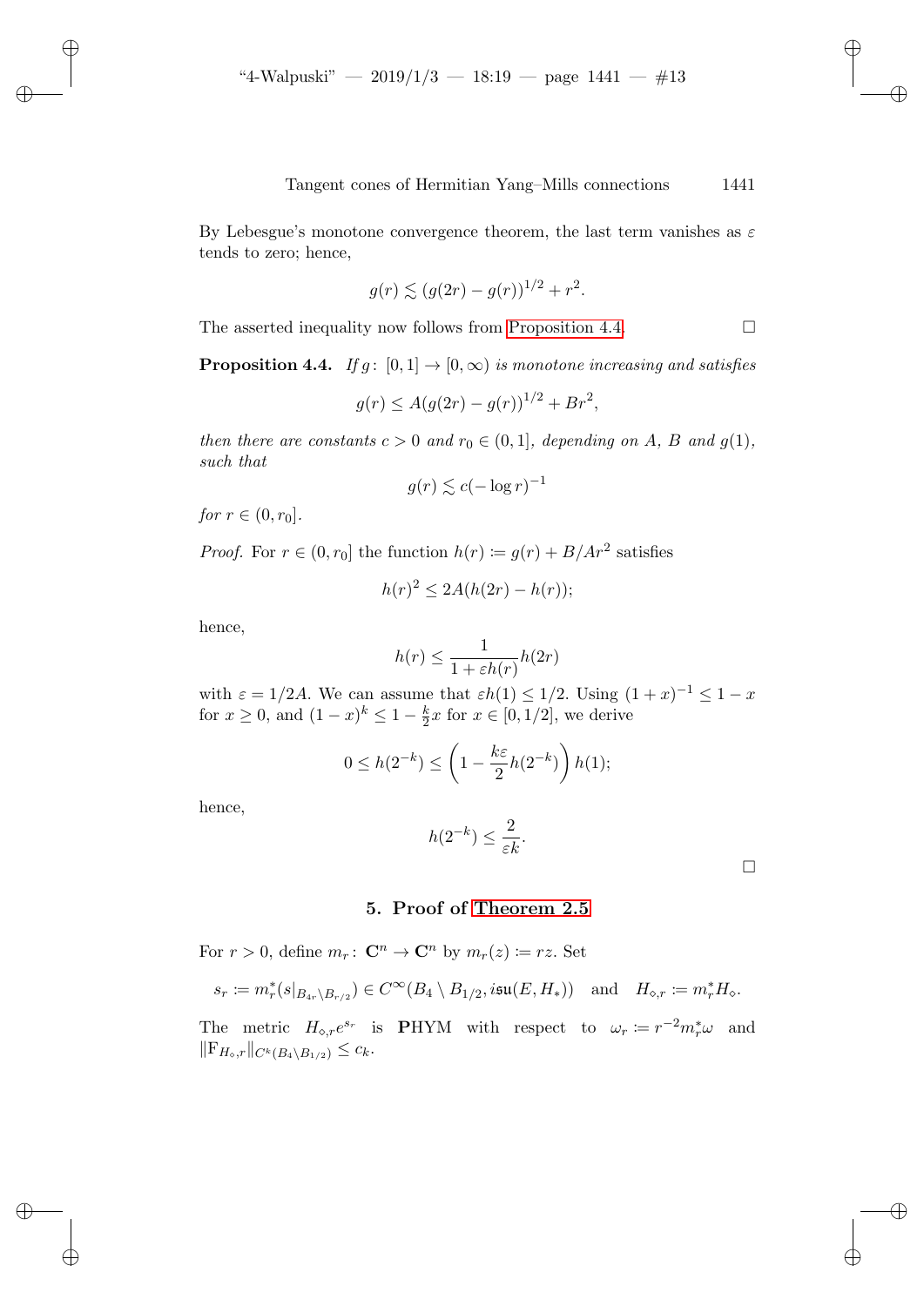By Lebesgue's monotone convergence theorem, the last term vanishes as $\varepsilon$ tends to zero; hence,

$$g(r) \lesssim (g(2r) - g(r))^{1/2} + r^2.$$

The asserted inequality now follows from Proposition 4.4. $\square$

**Proposition 4.4.** *If $g\colon [0,1] \to [0,\infty)$ is monotone increasing and satisfies*

$$g(r) \le A(g(2r) - g(r))^{1/2} + Br^2,$$

*then there are constants $c > 0$ and $r_0 \in (0,1]$, depending on $A$, $B$ and $g(1)$, such that*

$$g(r) \lesssim c(-\log r)^{-1}$$

*for $r \in (0, r_0]$.*

*Proof.* For $r \in (0, r_0]$ the function $h(r) \coloneqq g(r) + B/Ar^2$ satisfies

$$h(r)^2 \le 2A(h(2r) - h(r));$$

hence,

$$h(r) \le \frac{1}{1 + \varepsilon h(r)} h(2r)$$

with $\varepsilon = 1/2A$. We can assume that $\varepsilon h(1) \le 1/2$. Using $(1+x)^{-1} \le 1 - x$ for $x \ge 0$, and $(1-x)^k \le 1 - \frac{k}{2}x$ for $x \in [0,1/2]$, we derive

$$0 \le h(2^{-k}) \le \left(1 - \frac{k\varepsilon}{2} h(2^{-k})\right) h(1);$$

hence,

$$h(2^{-k}) \le \frac{2}{\varepsilon k}.$$

$\square$

## 5. Proof of Theorem 2.5

For $r > 0$, define $m_r\colon \mathbf{C}^n \to \mathbf{C}^n$ by $m_r(z) \coloneqq rz$. Set

$$s_r \coloneqq m_r^*(s|_{B_{4r}\setminus B_{r/2}}) \in C^\infty(B_4 \setminus B_{1/2}, i\mathfrak{su}(E, H_*)) \quad \text{and} \quad H_{\diamond,r} \coloneqq m_r^* H_\diamond.$$

The metric $H_{\diamond,r}e^{s_r}$ is **PHYM** with respect to $\omega_r \coloneqq r^{-2}m_r^*\omega$ and $\|F_{H_{\diamond,r}}\|_{C^k(B_4\setminus B_{1/2})} \le c_k$.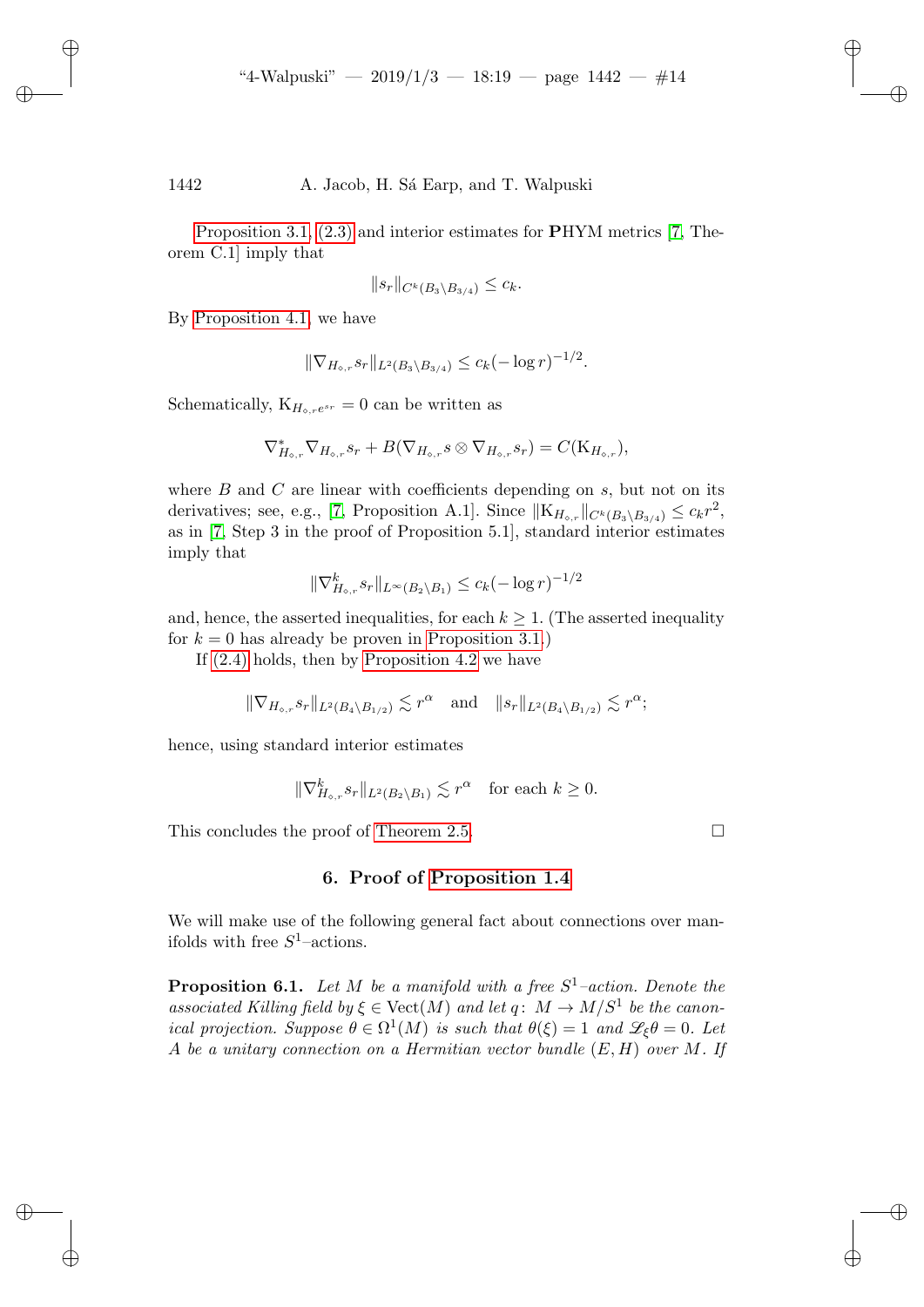Proposition 3.1, (2.3) and interior estimates for **P**HYM metrics [7, Theorem C.1] imply that

$$\|s_r\|_{C^k(B_3 \setminus B_{3/4})} \leq c_k.$$

By Proposition 4.1, we have

$$\|\nabla_{H_{\diamond,r}} s_r\|_{L^2(B_3 \setminus B_{3/4})} \leq c_k(-\log r)^{-1/2}.$$

Schematically, $\mathrm{K}_{H_{\diamond,r}e^{s_r}} = 0$ can be written as

$$\nabla^*_{H_{\diamond,r}} \nabla_{H_{\diamond,r}} s_r + B(\nabla_{H_{\diamond,r}} s \otimes \nabla_{H_{\diamond,r}} s_r) = C(\mathrm{K}_{H_{\diamond,r}}),$$

where $B$ and $C$ are linear with coefficients depending on $s$, but not on its derivatives; see, e.g., [7, Proposition A.1]. Since $\|\mathrm{K}_{H_{\diamond,r}}\|_{C^k(B_3 \setminus B_{3/4})} \leq c_k r^2$, as in [7, Step 3 in the proof of Proposition 5.1], standard interior estimates imply that

$$\|\nabla^k_{H_{\diamond,r}} s_r\|_{L^\infty(B_2 \setminus B_1)} \leq c_k(-\log r)^{-1/2}$$

and, hence, the asserted inequalities, for each $k \geq 1$. (The asserted inequality for $k = 0$ has already be proven in Proposition 3.1.)

If (2.4) holds, then by Proposition 4.2 we have

$$\|\nabla_{H_{\diamond,r}} s_r\|_{L^2(B_4 \setminus B_{1/2})} \lesssim r^\alpha \quad \text{and} \quad \|s_r\|_{L^2(B_4 \setminus B_{1/2})} \lesssim r^\alpha;$$

hence, using standard interior estimates

$$\|\nabla^k_{H_{\diamond,r}} s_r\|_{L^2(B_2 \setminus B_1)} \lesssim r^\alpha \quad \text{for each } k \geq 0.$$

This concludes the proof of Theorem 2.5. □

## 6. Proof of Proposition 1.4

We will make use of the following general fact about connections over manifolds with free $S^1$–actions.

**Proposition 6.1.** *Let $M$ be a manifold with a free $S^1$–action. Denote the associated Killing field by $\xi \in \mathrm{Vect}(M)$ and let $q\colon M \to M/S^1$ be the canonical projection. Suppose $\theta \in \Omega^1(M)$ is such that $\theta(\xi) = 1$ and $\mathscr{L}_\xi \theta = 0$. Let $A$ be a unitary connection on a Hermitian vector bundle $(E, H)$ over $M$. If*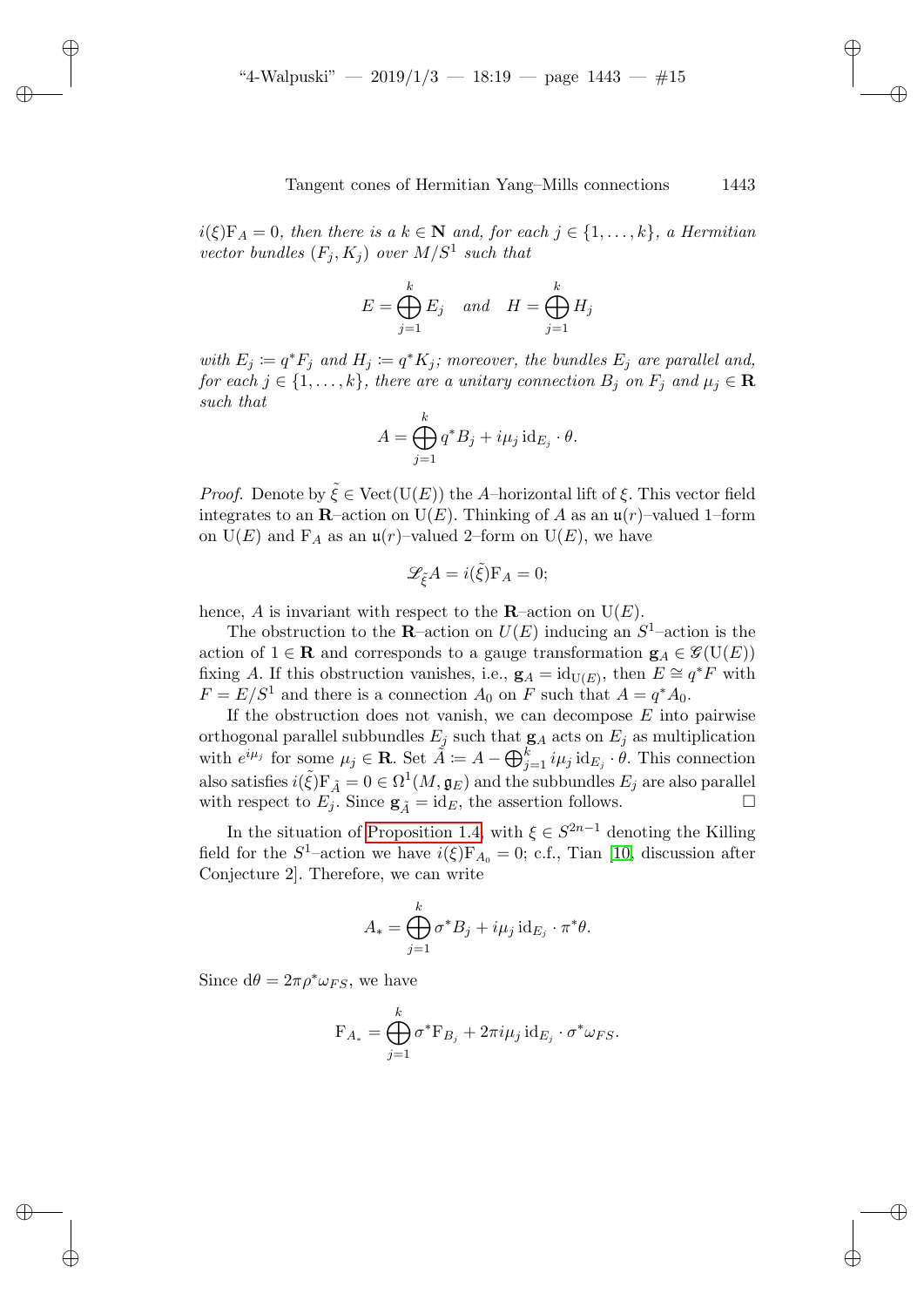*$i(\xi)F_A = 0$, then there is a $k \in \mathbf{N}$ and, for each $j \in \{1, \ldots, k\}$, a Hermitian vector bundles $(F_j, K_j)$ over $M/S^1$ such that*

$$E = \bigoplus_{j=1}^{k} E_j \quad \textit{and} \quad H = \bigoplus_{j=1}^{k} H_j$$

*with $E_j \coloneqq q^* F_j$ and $H_j \coloneqq q^* K_j$; moreover, the bundles $E_j$ are parallel and, for each $j \in \{1, \ldots, k\}$, there are a unitary connection $B_j$ on $F_j$ and $\mu_j \in \mathbf{R}$ such that*

$$A = \bigoplus_{j=1}^{k} q^* B_j + i\mu_j \operatorname{id}_{E_j} \cdot \theta.$$

*Proof.* Denote by $\tilde{\xi} \in \operatorname{Vect}(\mathrm{U}(E))$ the $A$–horizontal lift of $\xi$. This vector field integrates to an $\mathbf{R}$–action on $\mathrm{U}(E)$. Thinking of $A$ as an $\mathfrak{u}(r)$–valued 1–form on $\mathrm{U}(E)$ and $F_A$ as an $\mathfrak{u}(r)$–valued 2–form on $\mathrm{U}(E)$, we have

$$\mathscr{L}_{\tilde{\xi}} A = i(\tilde{\xi}) F_A = 0;$$

hence, $A$ is invariant with respect to the $\mathbf{R}$–action on $\mathrm{U}(E)$.

The obstruction to the $\mathbf{R}$–action on $U(E)$ inducing an $S^1$–action is the action of $1 \in \mathbf{R}$ and corresponds to a gauge transformation $\mathbf{g}_A \in \mathscr{G}(\mathrm{U}(E))$ fixing $A$. If this obstruction vanishes, i.e., $\mathbf{g}_A = \operatorname{id}_{\mathrm{U}(E)}$, then $E \cong q^* F$ with $F = E/S^1$ and there is a connection $A_0$ on $F$ such that $A = q^* A_0$.

If the obstruction does not vanish, we can decompose $E$ into pairwise orthogonal parallel subbundles $E_j$ such that $\mathbf{g}_A$ acts on $E_j$ as multiplication with $e^{i\mu_j}$ for some $\mu_j \in \mathbf{R}$. Set $\tilde{A} \coloneqq A - \bigoplus_{j=1}^{k} i\mu_j \operatorname{id}_{E_j} \cdot \theta$. This connection also satisfies $i(\tilde{\xi}) F_{\tilde{A}} = 0 \in \Omega^1(M, \mathfrak{g}_E)$ and the subbundles $E_j$ are also parallel with respect to $E_j$. Since $\mathbf{g}_{\tilde{A}} = \operatorname{id}_E$, the assertion follows. $\square$

In the situation of Proposition 1.4, with $\xi \in S^{2n-1}$ denoting the Killing field for the $S^1$–action we have $i(\xi) F_{A_0} = 0$; c.f., Tian [10, discussion after Conjecture 2]. Therefore, we can write

$$A_* = \bigoplus_{j=1}^{k} \sigma^* B_j + i\mu_j \operatorname{id}_{E_j} \cdot \pi^* \theta.$$

Since $\mathrm{d}\theta = 2\pi \rho^* \omega_{FS}$, we have

$$F_{A_*} = \bigoplus_{j=1}^{k} \sigma^* F_{B_j} + 2\pi i \mu_j \operatorname{id}_{E_j} \cdot \sigma^* \omega_{FS}.$$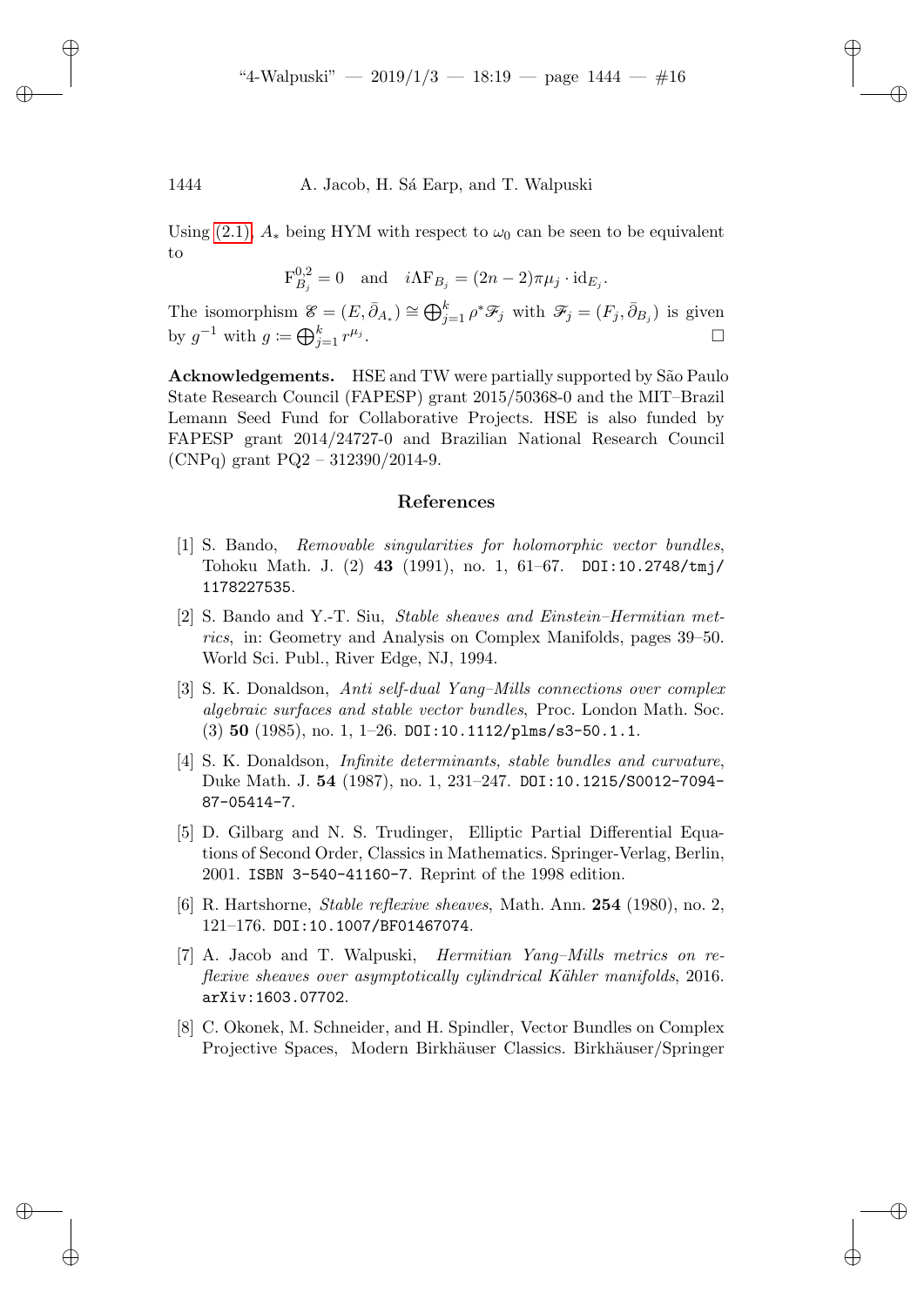Using (2.1), $A_*$ being HYM with respect to $\omega_0$ can be seen to be equivalent to

$$\mathrm{F}_{B_j}^{0,2} = 0 \quad \text{and} \quad i\Lambda \mathrm{F}_{B_j} = (2n-2)\pi\mu_j \cdot \mathrm{id}_{E_j}.$$

The isomorphism $\mathscr{E} = (E, \bar{\partial}_{A_*}) \cong \bigoplus_{j=1}^k \rho^* \mathscr{F}_j$ with $\mathscr{F}_j = (F_j, \bar{\partial}_{B_j})$ is given by $g^{-1}$ with $g \coloneqq \bigoplus_{j=1}^k r^{\mu_j}$. □

**Acknowledgements.** HSE and TW were partially supported by São Paulo State Research Council (FAPESP) grant 2015/50368-0 and the MIT–Brazil Lemann Seed Fund for Collaborative Projects. HSE is also funded by FAPESP grant 2014/24727-0 and Brazilian National Research Council (CNPq) grant PQ2 – 312390/2014-9.

## References

[1] S. Bando, *Removable singularities for holomorphic vector bundles*, Tohoku Math. J. (2) **43** (1991), no. 1, 61–67. DOI:10.2748/tmj/1178227535.

[2] S. Bando and Y.-T. Siu, *Stable sheaves and Einstein–Hermitian metrics*, in: Geometry and Analysis on Complex Manifolds, pages 39–50. World Sci. Publ., River Edge, NJ, 1994.

[3] S. K. Donaldson, *Anti self-dual Yang–Mills connections over complex algebraic surfaces and stable vector bundles*, Proc. London Math. Soc. (3) **50** (1985), no. 1, 1–26. DOI:10.1112/plms/s3-50.1.1.

[4] S. K. Donaldson, *Infinite determinants, stable bundles and curvature*, Duke Math. J. **54** (1987), no. 1, 231–247. DOI:10.1215/S0012-7094-87-05414-7.

[5] D. Gilbarg and N. S. Trudinger, Elliptic Partial Differential Equations of Second Order, Classics in Mathematics. Springer-Verlag, Berlin, 2001. ISBN 3-540-41160-7. Reprint of the 1998 edition.

[6] R. Hartshorne, *Stable reflexive sheaves*, Math. Ann. **254** (1980), no. 2, 121–176. DOI:10.1007/BF01467074.

[7] A. Jacob and T. Walpuski, *Hermitian Yang–Mills metrics on reflexive sheaves over asymptotically cylindrical Kähler manifolds*, 2016. arXiv:1603.07702.

[8] C. Okonek, M. Schneider, and H. Spindler, Vector Bundles on Complex Projective Spaces, Modern Birkhäuser Classics. Birkhäuser/Springer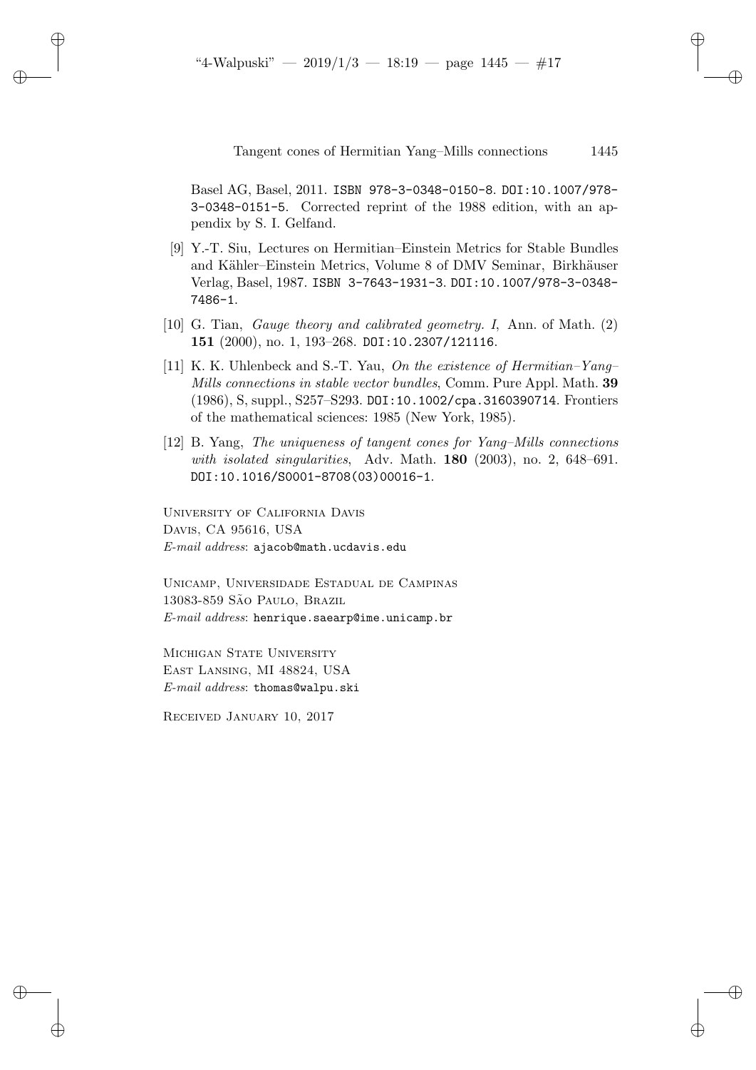Basel AG, Basel, 2011. ISBN 978-3-0348-0150-8. DOI:10.1007/978-3-0348-0151-5. Corrected reprint of the 1988 edition, with an appendix by S. I. Gelfand.

[9] Y.-T. Siu, Lectures on Hermitian–Einstein Metrics for Stable Bundles and Kähler–Einstein Metrics, Volume 8 of DMV Seminar, Birkhäuser Verlag, Basel, 1987. ISBN 3-7643-1931-3. DOI:10.1007/978-3-0348-7486-1.

[10] G. Tian, *Gauge theory and calibrated geometry. I*, Ann. of Math. (2) **151** (2000), no. 1, 193–268. DOI:10.2307/121116.

[11] K. K. Uhlenbeck and S.-T. Yau, *On the existence of Hermitian–Yang–Mills connections in stable vector bundles*, Comm. Pure Appl. Math. **39** (1986), S, suppl., S257–S293. DOI:10.1002/cpa.3160390714. Frontiers of the mathematical sciences: 1985 (New York, 1985).

[12] B. Yang, *The uniqueness of tangent cones for Yang–Mills connections with isolated singularities*, Adv. Math. **180** (2003), no. 2, 648–691. DOI:10.1016/S0001-8708(03)00016-1.

University of California Davis
Davis, CA 95616, USA
*E-mail address*: ajacob@math.ucdavis.edu

Unicamp, Universidade Estadual de Campinas
13083-859 São Paulo, Brazil
*E-mail address*: henrique.saearp@ime.unicamp.br

Michigan State University
East Lansing, MI 48824, USA
*E-mail address*: thomas@walpu.ski

Received January 10, 2017